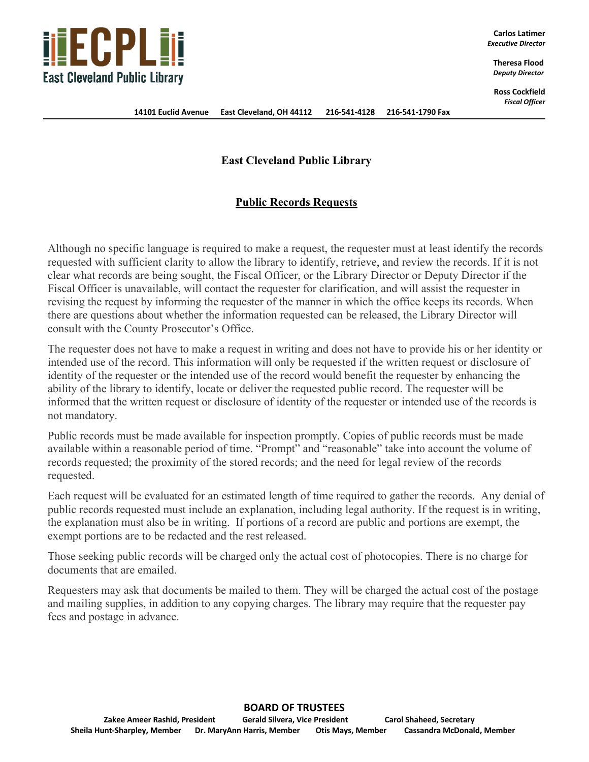**ECPL**
**East Cleveland Public Library**

**Carlos Latimer**
***Executive Director***

**Theresa Flood**
***Deputy Director***

**Ross Cockfield**
***Fiscal Officer***

**14101 Euclid Avenue  East Cleveland, OH 44112  216-541-4128  216-541-1790 Fax**

# East Cleveland Public Library

## Public Records Requests

Although no specific language is required to make a request, the requester must at least identify the records requested with sufficient clarity to allow the library to identify, retrieve, and review the records. If it is not clear what records are being sought, the Fiscal Officer, or the Library Director or Deputy Director if the Fiscal Officer is unavailable, will contact the requester for clarification, and will assist the requester in revising the request by informing the requester of the manner in which the office keeps its records. When there are questions about whether the information requested can be released, the Library Director will consult with the County Prosecutor's Office.

The requester does not have to make a request in writing and does not have to provide his or her identity or intended use of the record. This information will only be requested if the written request or disclosure of identity of the requester or the intended use of the record would benefit the requester by enhancing the ability of the library to identify, locate or deliver the requested public record. The requester will be informed that the written request or disclosure of identity of the requester or intended use of the records is not mandatory.

Public records must be made available for inspection promptly. Copies of public records must be made available within a reasonable period of time. "Prompt" and "reasonable" take into account the volume of records requested; the proximity of the stored records; and the need for legal review of the records requested.

Each request will be evaluated for an estimated length of time required to gather the records. Any denial of public records requested must include an explanation, including legal authority. If the request is in writing, the explanation must also be in writing. If portions of a record are public and portions are exempt, the exempt portions are to be redacted and the rest released.

Those seeking public records will be charged only the actual cost of photocopies. There is no charge for documents that are emailed.

Requesters may ask that documents be mailed to them. They will be charged the actual cost of the postage and mailing supplies, in addition to any copying charges. The library may require that the requester pay fees and postage in advance.

**BOARD OF TRUSTEES**

**Zakee Ameer Rashid, President  Gerald Silvera, Vice President  Carol Shaheed, Secretary**
**Sheila Hunt-Sharpley, Member  Dr. MaryAnn Harris, Member  Otis Mays, Member  Cassandra McDonald, Member**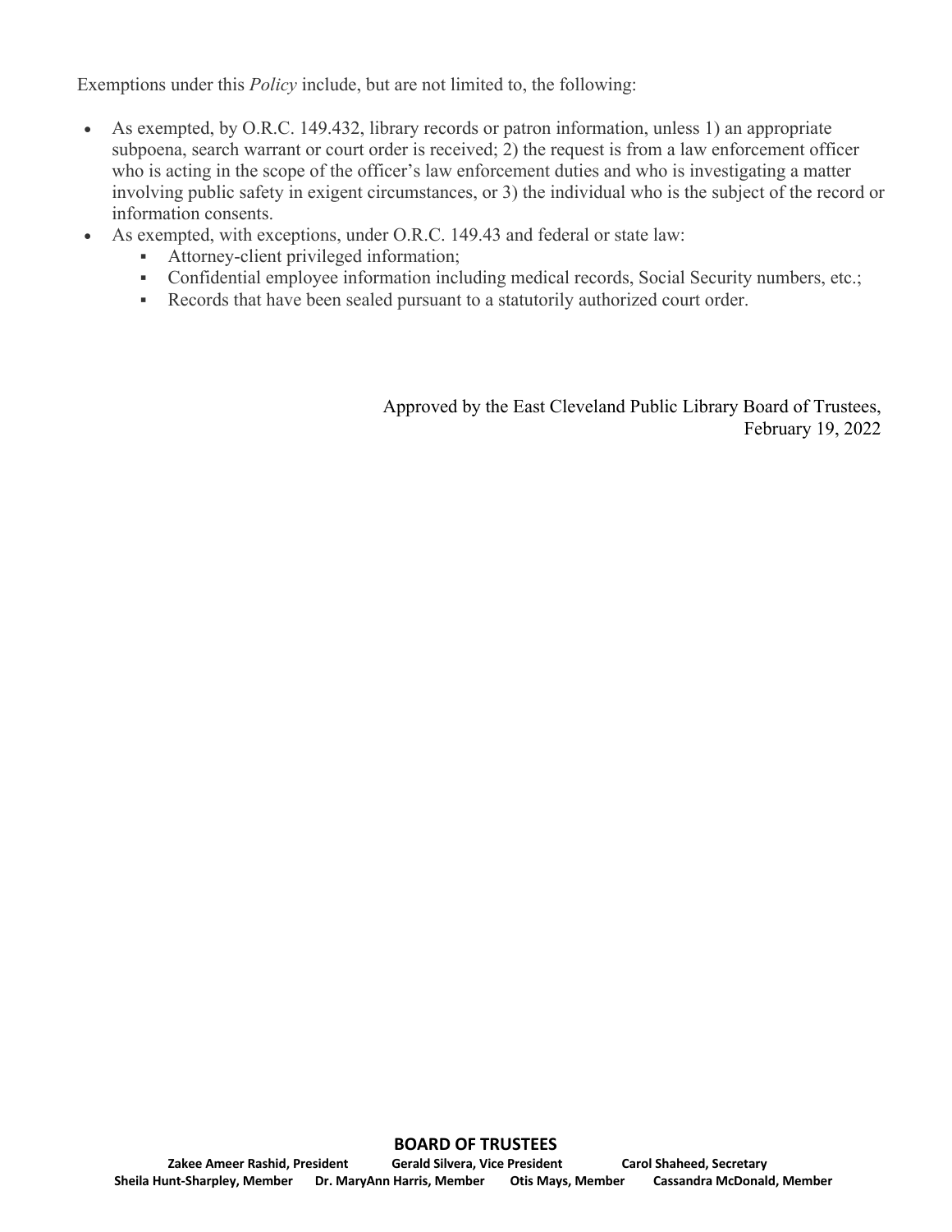Exemptions under this *Policy* include, but are not limited to, the following:

- As exempted, by O.R.C. 149.432, library records or patron information, unless 1) an appropriate subpoena, search warrant or court order is received; 2) the request is from a law enforcement officer who is acting in the scope of the officer's law enforcement duties and who is investigating a matter involving public safety in exigent circumstances, or 3) the individual who is the subject of the record or information consents.
- As exempted, with exceptions, under O.R.C. 149.43 and federal or state law:
  - Attorney-client privileged information;
  - Confidential employee information including medical records, Social Security numbers, etc.;
  - Records that have been sealed pursuant to a statutorily authorized court order.

Approved by the East Cleveland Public Library Board of Trustees,
February 19, 2022

**BOARD OF TRUSTEES**

**Zakee Ameer Rashid, President Gerald Silvera, Vice President Carol Shaheed, Secretary**
**Sheila Hunt-Sharpley, Member Dr. MaryAnn Harris, Member Otis Mays, Member Cassandra McDonald, Member**